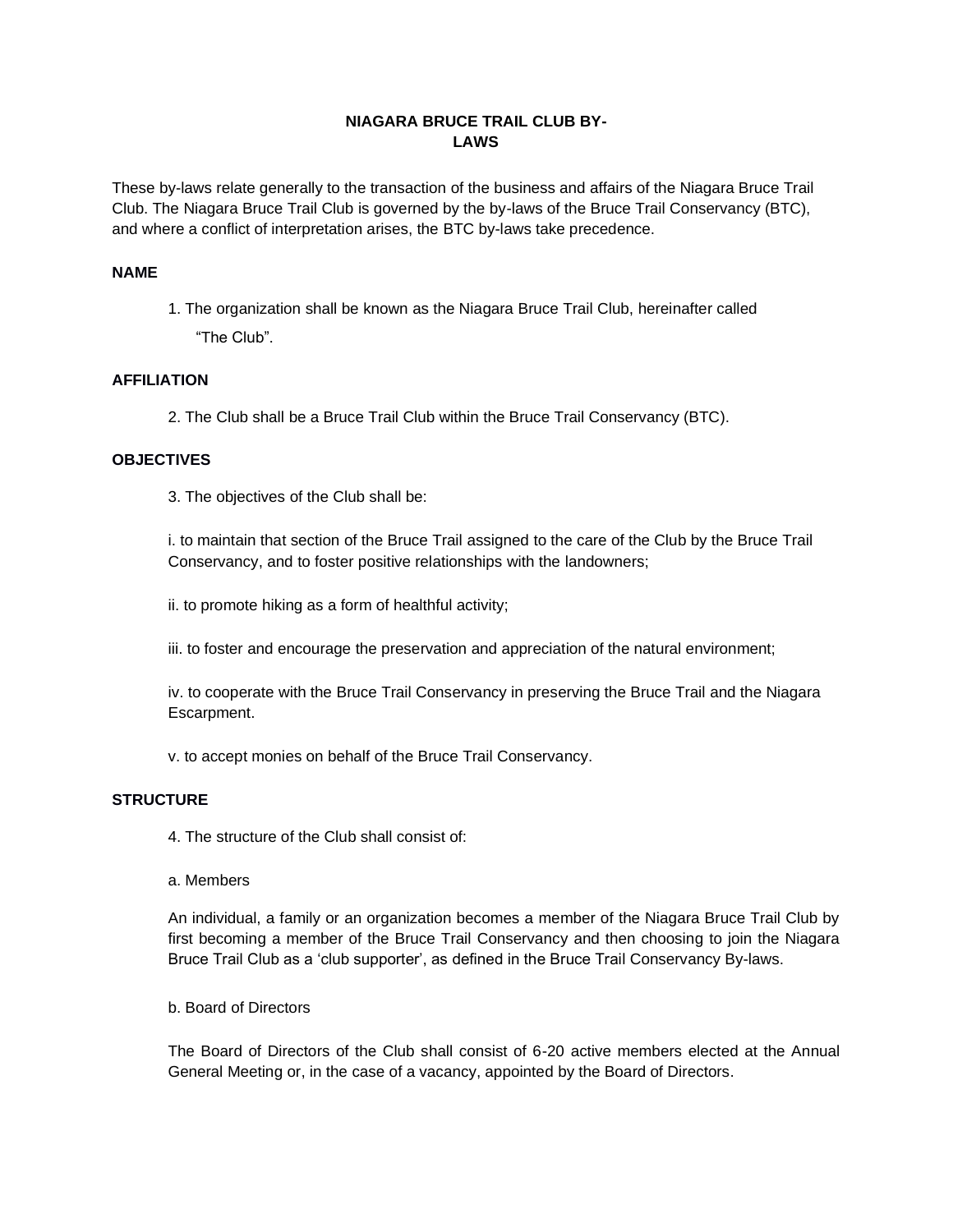# NIAGARA BRUCE TRAIL CLUB BY-LAWS

These by-laws relate generally to the transaction of the business and affairs of the Niagara Bruce Trail Club. The Niagara Bruce Trail Club is governed by the by-laws of the Bruce Trail Conservancy (BTC), and where a conflict of interpretation arises, the BTC by-laws take precedence.

## NAME

1. The organization shall be known as the Niagara Bruce Trail Club, hereinafter called "The Club".

## AFFILIATION

2. The Club shall be a Bruce Trail Club within the Bruce Trail Conservancy (BTC).

## OBJECTIVES

3. The objectives of the Club shall be:

i. to maintain that section of the Bruce Trail assigned to the care of the Club by the Bruce Trail Conservancy, and to foster positive relationships with the landowners;

ii. to promote hiking as a form of healthful activity;

iii. to foster and encourage the preservation and appreciation of the natural environment;

iv. to cooperate with the Bruce Trail Conservancy in preserving the Bruce Trail and the Niagara Escarpment.

v. to accept monies on behalf of the Bruce Trail Conservancy.

## STRUCTURE

4. The structure of the Club shall consist of:

a. Members

An individual, a family or an organization becomes a member of the Niagara Bruce Trail Club by first becoming a member of the Bruce Trail Conservancy and then choosing to join the Niagara Bruce Trail Club as a 'club supporter', as defined in the Bruce Trail Conservancy By-laws.

b. Board of Directors

The Board of Directors of the Club shall consist of 6-20 active members elected at the Annual General Meeting or, in the case of a vacancy, appointed by the Board of Directors.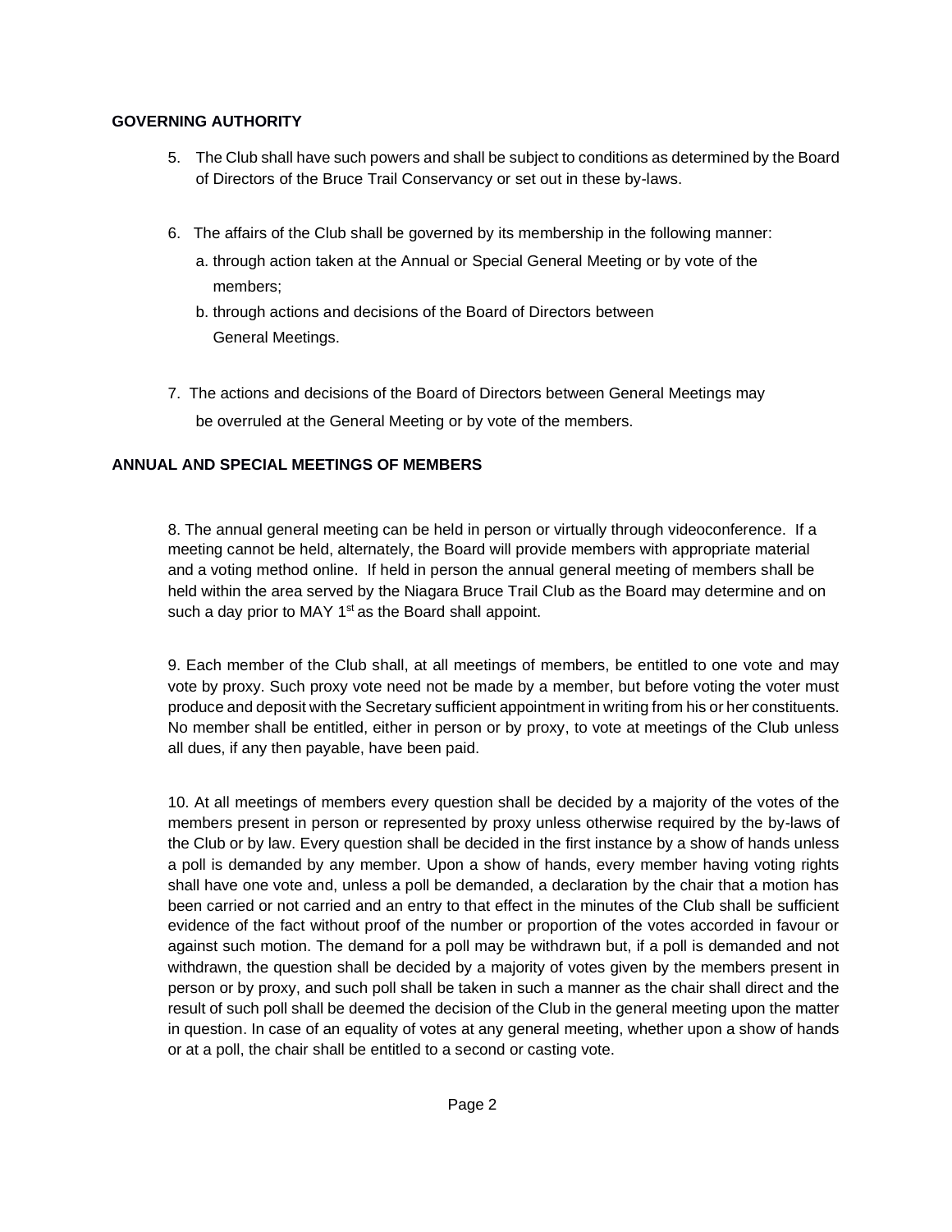## GOVERNING AUTHORITY

5. The Club shall have such powers and shall be subject to conditions as determined by the Board of Directors of the Bruce Trail Conservancy or set out in these by-laws.

6. The affairs of the Club shall be governed by its membership in the following manner:
   a. through action taken at the Annual or Special General Meeting or by vote of the members;
   b. through actions and decisions of the Board of Directors between General Meetings.

7. The actions and decisions of the Board of Directors between General Meetings may be overruled at the General Meeting or by vote of the members.

## ANNUAL AND SPECIAL MEETINGS OF MEMBERS

8. The annual general meeting can be held in person or virtually through videoconference. If a meeting cannot be held, alternately, the Board will provide members with appropriate material and a voting method online. If held in person the annual general meeting of members shall be held within the area served by the Niagara Bruce Trail Club as the Board may determine and on such a day prior to MAY 1st as the Board shall appoint.

9. Each member of the Club shall, at all meetings of members, be entitled to one vote and may vote by proxy. Such proxy vote need not be made by a member, but before voting the voter must produce and deposit with the Secretary sufficient appointment in writing from his or her constituents. No member shall be entitled, either in person or by proxy, to vote at meetings of the Club unless all dues, if any then payable, have been paid.

10. At all meetings of members every question shall be decided by a majority of the votes of the members present in person or represented by proxy unless otherwise required by the by-laws of the Club or by law. Every question shall be decided in the first instance by a show of hands unless a poll is demanded by any member. Upon a show of hands, every member having voting rights shall have one vote and, unless a poll be demanded, a declaration by the chair that a motion has been carried or not carried and an entry to that effect in the minutes of the Club shall be sufficient evidence of the fact without proof of the number or proportion of the votes accorded in favour or against such motion. The demand for a poll may be withdrawn but, if a poll is demanded and not withdrawn, the question shall be decided by a majority of votes given by the members present in person or by proxy, and such poll shall be taken in such a manner as the chair shall direct and the result of such poll shall be deemed the decision of the Club in the general meeting upon the matter in question. In case of an equality of votes at any general meeting, whether upon a show of hands or at a poll, the chair shall be entitled to a second or casting vote.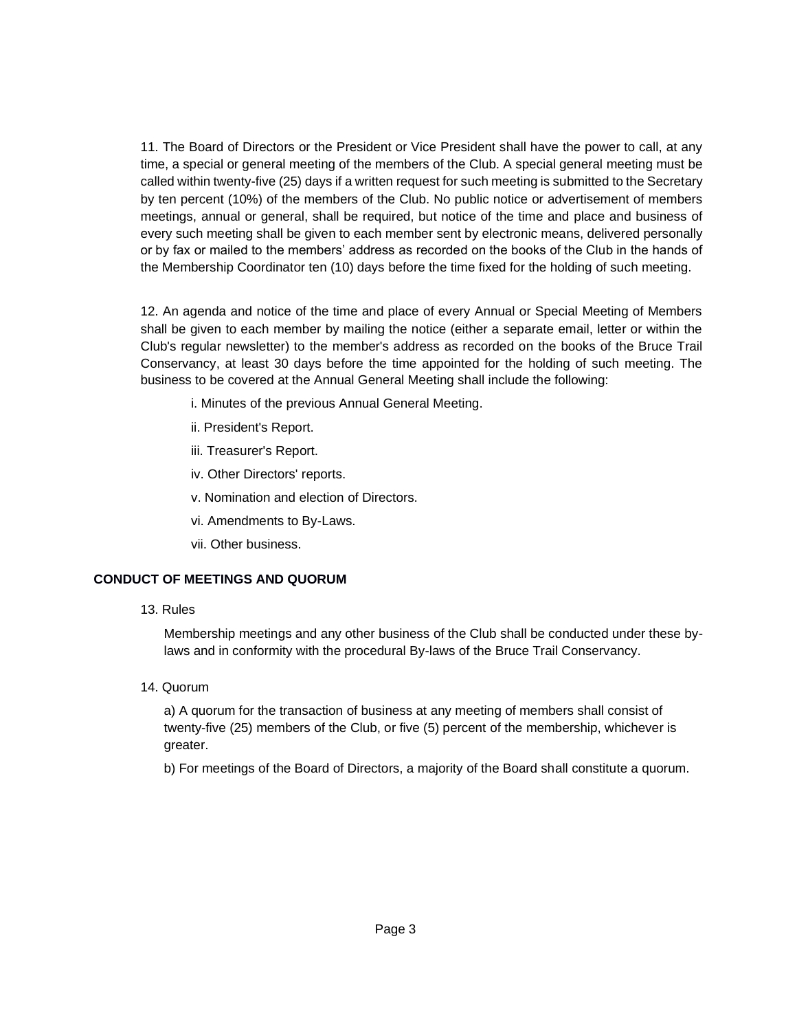11. The Board of Directors or the President or Vice President shall have the power to call, at any time, a special or general meeting of the members of the Club. A special general meeting must be called within twenty-five (25) days if a written request for such meeting is submitted to the Secretary by ten percent (10%) of the members of the Club. No public notice or advertisement of members meetings, annual or general, shall be required, but notice of the time and place and business of every such meeting shall be given to each member sent by electronic means, delivered personally or by fax or mailed to the members' address as recorded on the books of the Club in the hands of the Membership Coordinator ten (10) days before the time fixed for the holding of such meeting.

12. An agenda and notice of the time and place of every Annual or Special Meeting of Members shall be given to each member by mailing the notice (either a separate email, letter or within the Club's regular newsletter) to the member's address as recorded on the books of the Bruce Trail Conservancy, at least 30 days before the time appointed for the holding of such meeting. The business to be covered at the Annual General Meeting shall include the following:

i. Minutes of the previous Annual General Meeting.

ii. President's Report.

iii. Treasurer's Report.

iv. Other Directors' reports.

v. Nomination and election of Directors.

vi. Amendments to By-Laws.

vii. Other business.

**CONDUCT OF MEETINGS AND QUORUM**

13. Rules

Membership meetings and any other business of the Club shall be conducted under these by-laws and in conformity with the procedural By-laws of the Bruce Trail Conservancy.

14. Quorum

a) A quorum for the transaction of business at any meeting of members shall consist of twenty-five (25) members of the Club, or five (5) percent of the membership, whichever is greater.

b) For meetings of the Board of Directors, a majority of the Board shall constitute a quorum.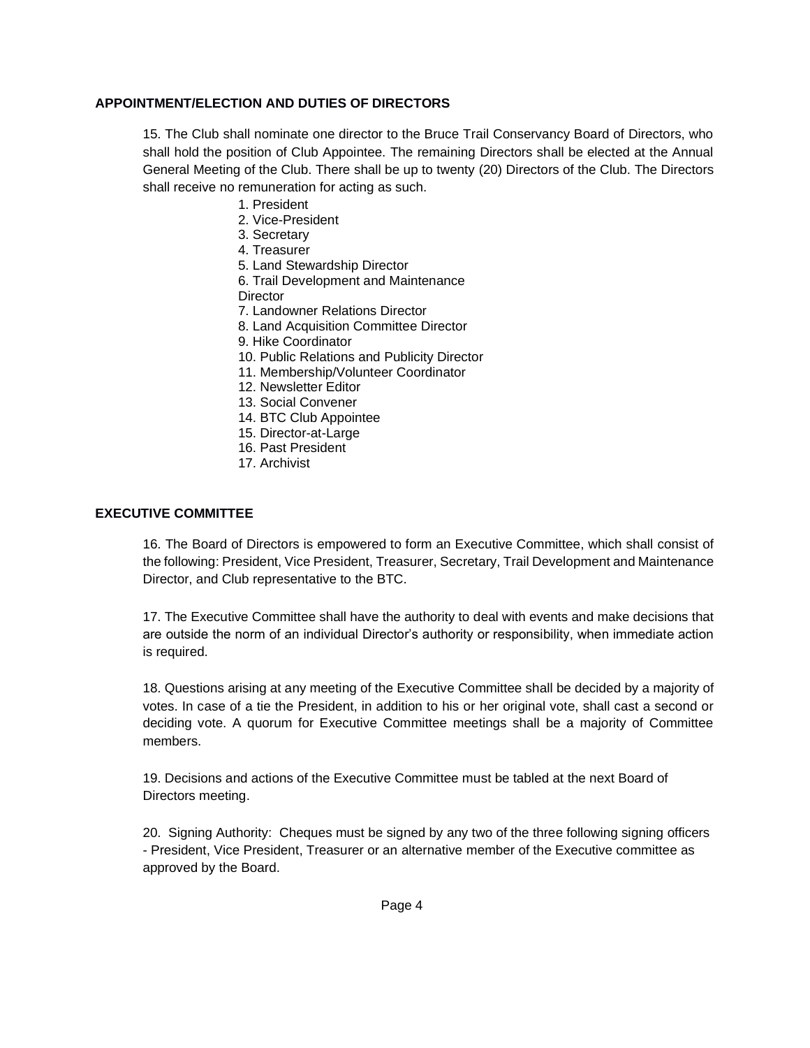### APPOINTMENT/ELECTION AND DUTIES OF DIRECTORS

15. The Club shall nominate one director to the Bruce Trail Conservancy Board of Directors, who shall hold the position of Club Appointee. The remaining Directors shall be elected at the Annual General Meeting of the Club. There shall be up to twenty (20) Directors of the Club. The Directors shall receive no remuneration for acting as such.

1. President
2. Vice-President
3. Secretary
4. Treasurer
5. Land Stewardship Director
6. Trail Development and Maintenance Director
7. Landowner Relations Director
8. Land Acquisition Committee Director
9. Hike Coordinator
10. Public Relations and Publicity Director
11. Membership/Volunteer Coordinator
12. Newsletter Editor
13. Social Convener
14. BTC Club Appointee
15. Director-at-Large
16. Past President
17. Archivist

### EXECUTIVE COMMITTEE

16. The Board of Directors is empowered to form an Executive Committee, which shall consist of the following: President, Vice President, Treasurer, Secretary, Trail Development and Maintenance Director, and Club representative to the BTC.

17. The Executive Committee shall have the authority to deal with events and make decisions that are outside the norm of an individual Director's authority or responsibility, when immediate action is required.

18. Questions arising at any meeting of the Executive Committee shall be decided by a majority of votes. In case of a tie the President, in addition to his or her original vote, shall cast a second or deciding vote. A quorum for Executive Committee meetings shall be a majority of Committee members.

19. Decisions and actions of the Executive Committee must be tabled at the next Board of Directors meeting.

20. Signing Authority: Cheques must be signed by any two of the three following signing officers - President, Vice President, Treasurer or an alternative member of the Executive committee as approved by the Board.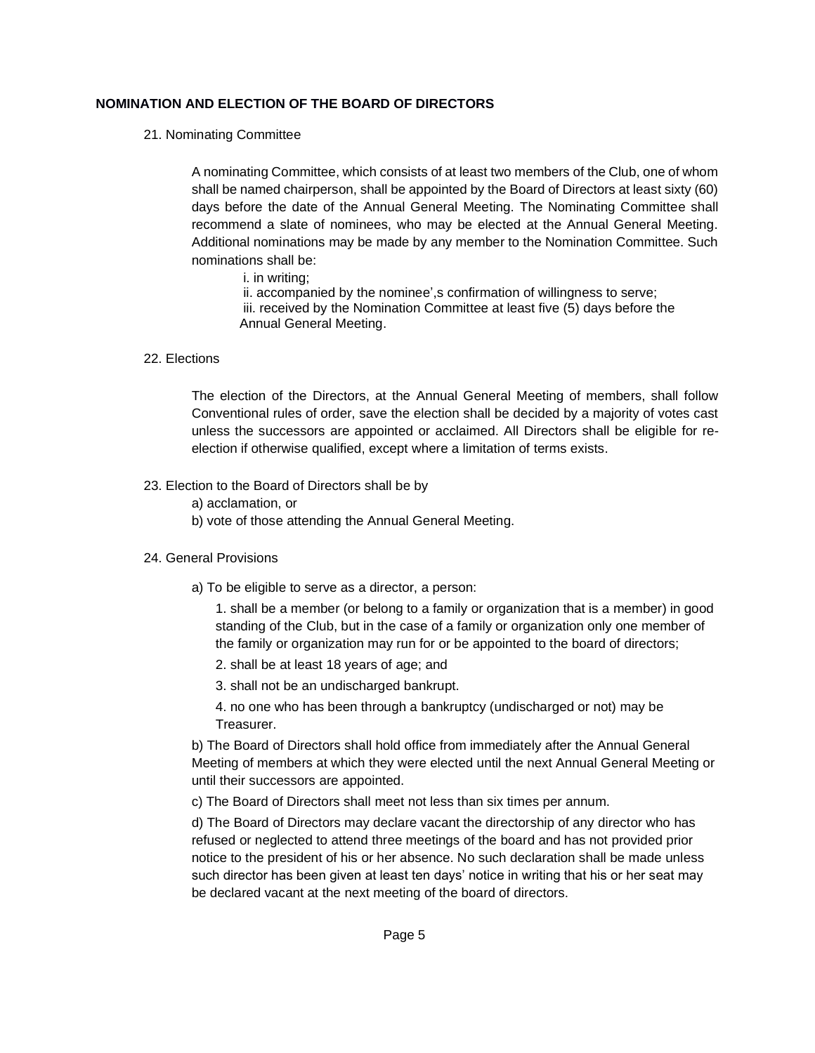**NOMINATION AND ELECTION OF THE BOARD OF DIRECTORS**

21. Nominating Committee

A nominating Committee, which consists of at least two members of the Club, one of whom shall be named chairperson, shall be appointed by the Board of Directors at least sixty (60) days before the date of the Annual General Meeting. The Nominating Committee shall recommend a slate of nominees, who may be elected at the Annual General Meeting. Additional nominations may be made by any member to the Nomination Committee. Such nominations shall be:

i. in writing;
ii. accompanied by the nominee',s confirmation of willingness to serve;
iii. received by the Nomination Committee at least five (5) days before the Annual General Meeting.

22. Elections

The election of the Directors, at the Annual General Meeting of members, shall follow Conventional rules of order, save the election shall be decided by a majority of votes cast unless the successors are appointed or acclaimed. All Directors shall be eligible for re-election if otherwise qualified, except where a limitation of terms exists.

23. Election to the Board of Directors shall be by

a) acclamation, or
b) vote of those attending the Annual General Meeting.

24. General Provisions

a) To be eligible to serve as a director, a person:

1. shall be a member (or belong to a family or organization that is a member) in good standing of the Club, but in the case of a family or organization only one member of the family or organization may run for or be appointed to the board of directors;

2. shall be at least 18 years of age; and

3. shall not be an undischarged bankrupt.

4. no one who has been through a bankruptcy (undischarged or not) may be Treasurer.

b) The Board of Directors shall hold office from immediately after the Annual General Meeting of members at which they were elected until the next Annual General Meeting or until their successors are appointed.

c) The Board of Directors shall meet not less than six times per annum.

d) The Board of Directors may declare vacant the directorship of any director who has refused or neglected to attend three meetings of the board and has not provided prior notice to the president of his or her absence. No such declaration shall be made unless such director has been given at least ten days' notice in writing that his or her seat may be declared vacant at the next meeting of the board of directors.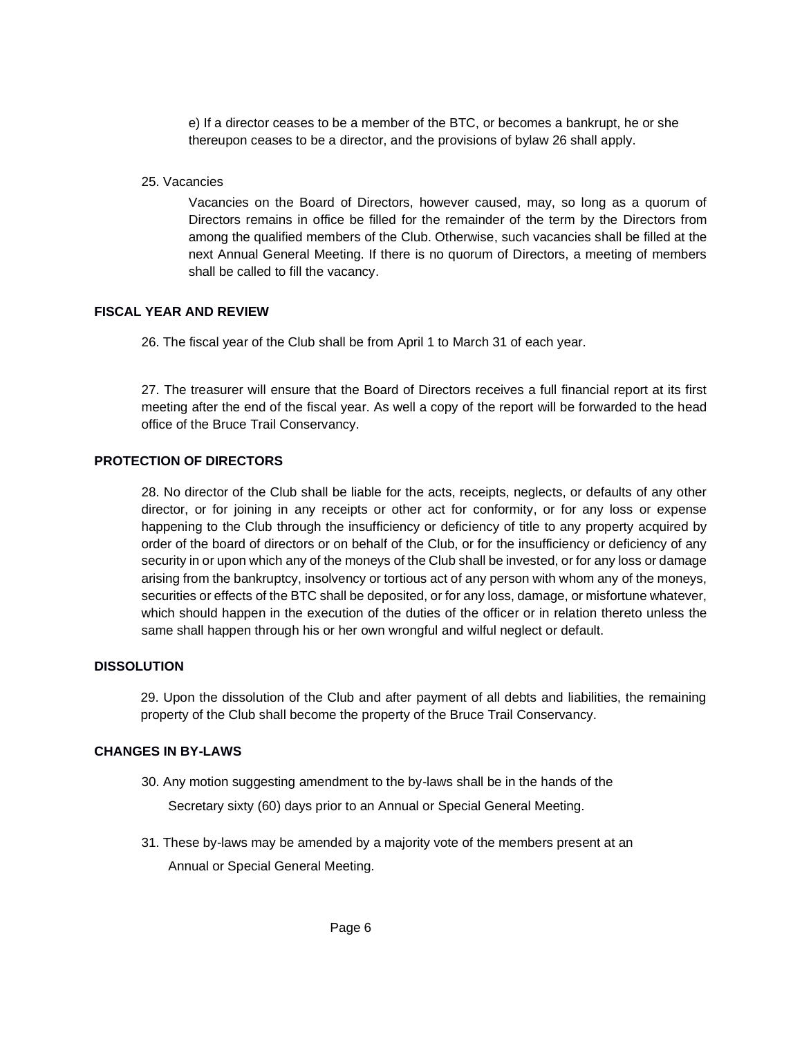e) If a director ceases to be a member of the BTC, or becomes a bankrupt, he or she thereupon ceases to be a director, and the provisions of bylaw 26 shall apply.

25. Vacancies

Vacancies on the Board of Directors, however caused, may, so long as a quorum of Directors remains in office be filled for the remainder of the term by the Directors from among the qualified members of the Club. Otherwise, such vacancies shall be filled at the next Annual General Meeting. If there is no quorum of Directors, a meeting of members shall be called to fill the vacancy.

## FISCAL YEAR AND REVIEW

26. The fiscal year of the Club shall be from April 1 to March 31 of each year.

27. The treasurer will ensure that the Board of Directors receives a full financial report at its first meeting after the end of the fiscal year. As well a copy of the report will be forwarded to the head office of the Bruce Trail Conservancy.

## PROTECTION OF DIRECTORS

28. No director of the Club shall be liable for the acts, receipts, neglects, or defaults of any other director, or for joining in any receipts or other act for conformity, or for any loss or expense happening to the Club through the insufficiency or deficiency of title to any property acquired by order of the board of directors or on behalf of the Club, or for the insufficiency or deficiency of any security in or upon which any of the moneys of the Club shall be invested, or for any loss or damage arising from the bankruptcy, insolvency or tortious act of any person with whom any of the moneys, securities or effects of the BTC shall be deposited, or for any loss, damage, or misfortune whatever, which should happen in the execution of the duties of the officer or in relation thereto unless the same shall happen through his or her own wrongful and wilful neglect or default.

## DISSOLUTION

29. Upon the dissolution of the Club and after payment of all debts and liabilities, the remaining property of the Club shall become the property of the Bruce Trail Conservancy.

## CHANGES IN BY-LAWS

30. Any motion suggesting amendment to the by-laws shall be in the hands of the Secretary sixty (60) days prior to an Annual or Special General Meeting.

31. These by-laws may be amended by a majority vote of the members present at an Annual or Special General Meeting.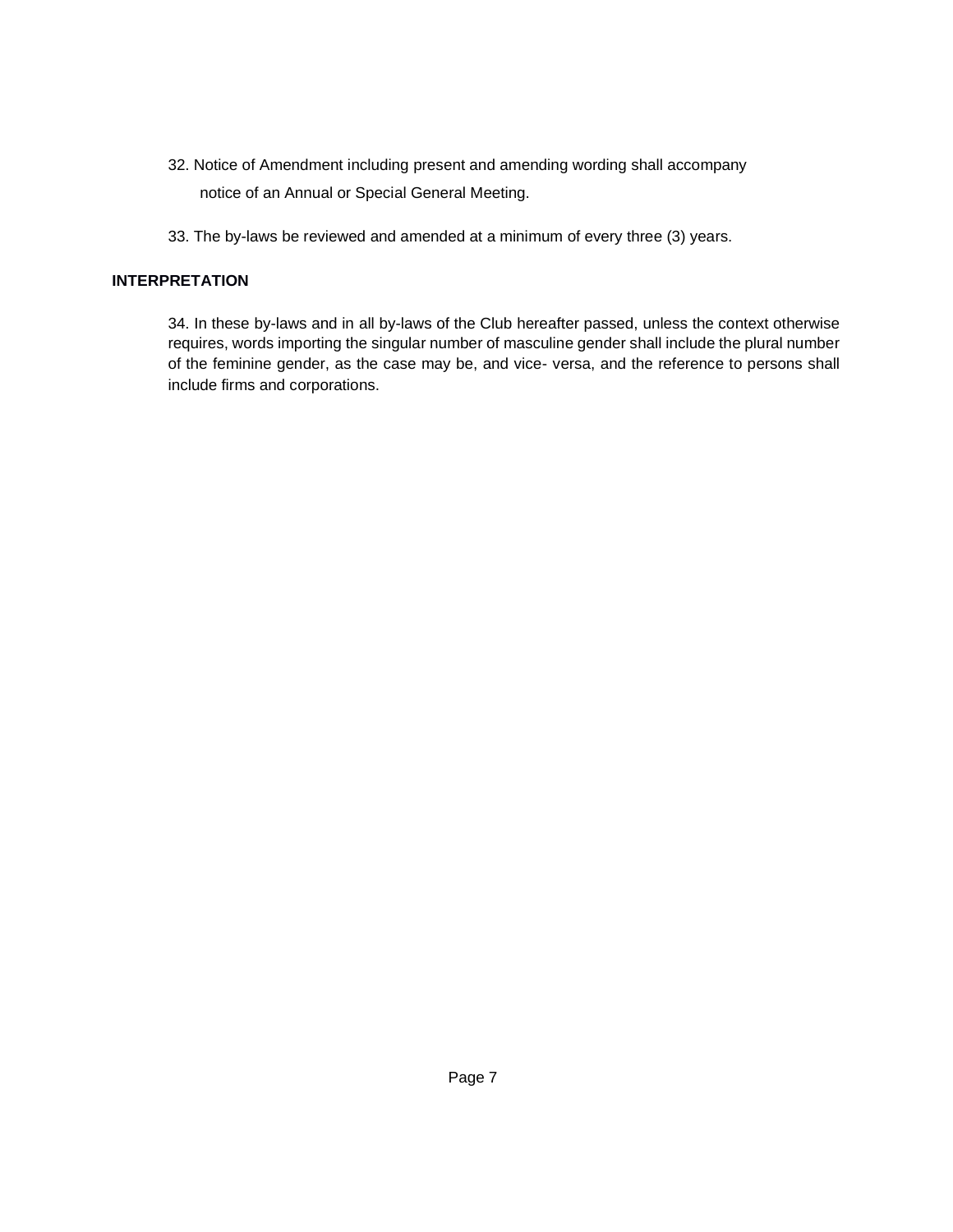32. Notice of Amendment including present and amending wording shall accompany notice of an Annual or Special General Meeting.

33. The by-laws be reviewed and amended at a minimum of every three (3) years.

**INTERPRETATION**

34. In these by-laws and in all by-laws of the Club hereafter passed, unless the context otherwise requires, words importing the singular number of masculine gender shall include the plural number of the feminine gender, as the case may be, and vice- versa, and the reference to persons shall include firms and corporations.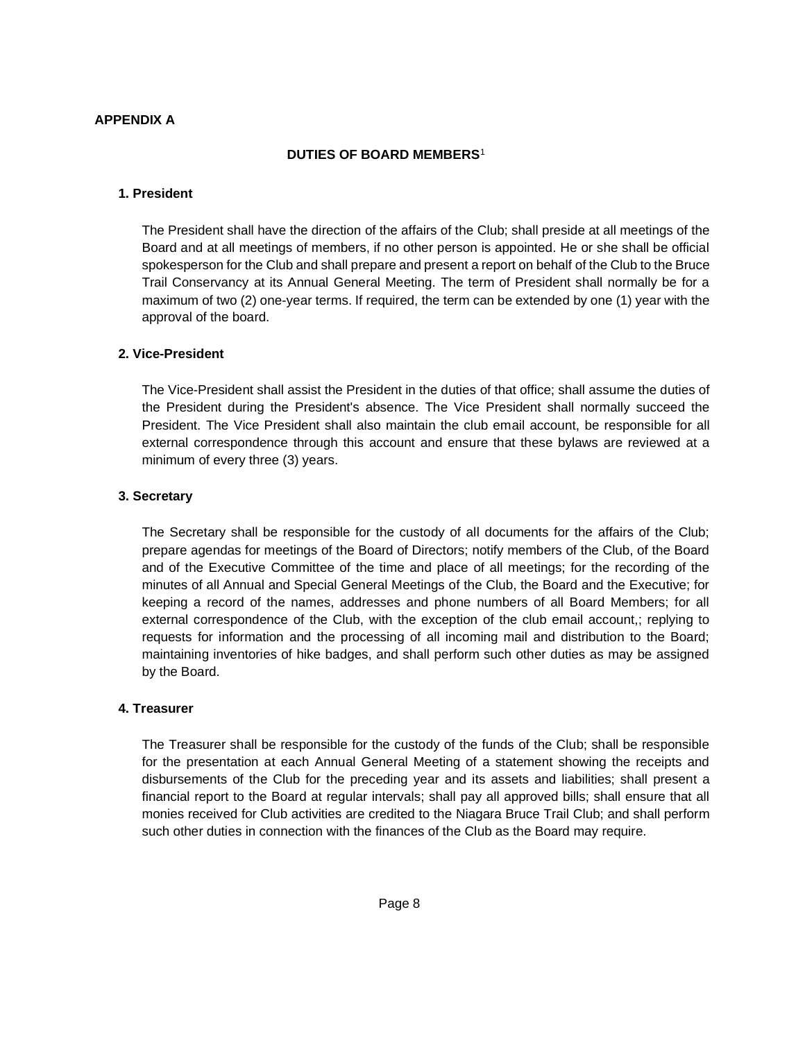**APPENDIX A**

## DUTIES OF BOARD MEMBERS[1]

### 1. President

The President shall have the direction of the affairs of the Club; shall preside at all meetings of the Board and at all meetings of members, if no other person is appointed. He or she shall be official spokesperson for the Club and shall prepare and present a report on behalf of the Club to the Bruce Trail Conservancy at its Annual General Meeting. The term of President shall normally be for a maximum of two (2) one-year terms. If required, the term can be extended by one (1) year with the approval of the board.

### 2. Vice-President

The Vice-President shall assist the President in the duties of that office; shall assume the duties of the President during the President's absence. The Vice President shall normally succeed the President. The Vice President shall also maintain the club email account, be responsible for all external correspondence through this account and ensure that these bylaws are reviewed at a minimum of every three (3) years.

### 3. Secretary

The Secretary shall be responsible for the custody of all documents for the affairs of the Club; prepare agendas for meetings of the Board of Directors; notify members of the Club, of the Board and of the Executive Committee of the time and place of all meetings; for the recording of the minutes of all Annual and Special General Meetings of the Club, the Board and the Executive; for keeping a record of the names, addresses and phone numbers of all Board Members; for all external correspondence of the Club, with the exception of the club email account,; replying to requests for information and the processing of all incoming mail and distribution to the Board; maintaining inventories of hike badges, and shall perform such other duties as may be assigned by the Board.

### 4. Treasurer

The Treasurer shall be responsible for the custody of the funds of the Club; shall be responsible for the presentation at each Annual General Meeting of a statement showing the receipts and disbursements of the Club for the preceding year and its assets and liabilities; shall present a financial report to the Board at regular intervals; shall pay all approved bills; shall ensure that all monies received for Club activities are credited to the Niagara Bruce Trail Club; and shall perform such other duties in connection with the finances of the Club as the Board may require.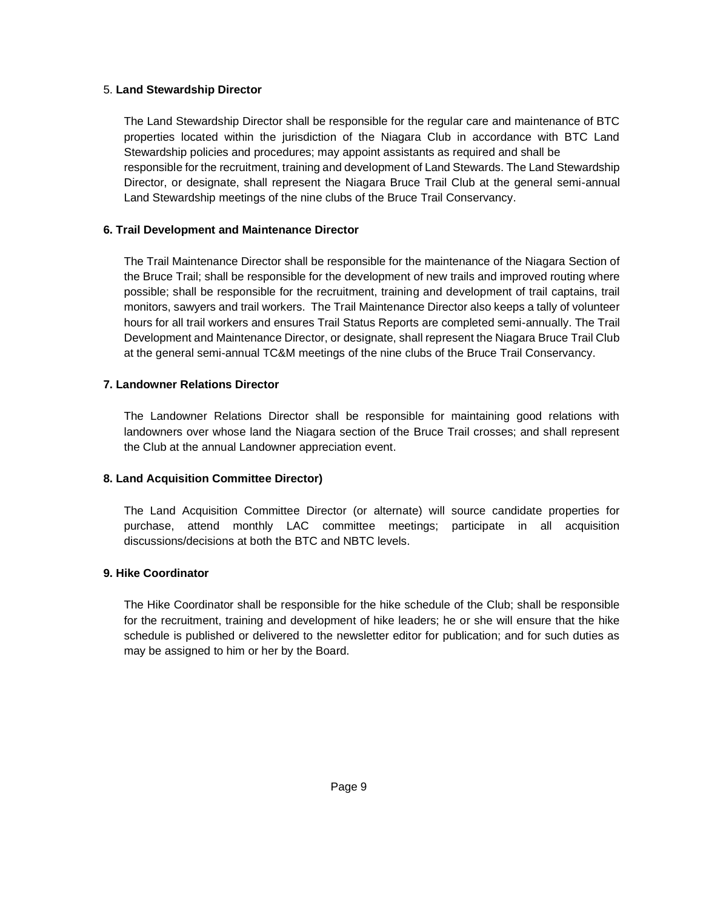5. **Land Stewardship Director**

The Land Stewardship Director shall be responsible for the regular care and maintenance of BTC properties located within the jurisdiction of the Niagara Club in accordance with BTC Land Stewardship policies and procedures; may appoint assistants as required and shall be responsible for the recruitment, training and development of Land Stewards. The Land Stewardship Director, or designate, shall represent the Niagara Bruce Trail Club at the general semi-annual Land Stewardship meetings of the nine clubs of the Bruce Trail Conservancy.

**6. Trail Development and Maintenance Director**

The Trail Maintenance Director shall be responsible for the maintenance of the Niagara Section of the Bruce Trail; shall be responsible for the development of new trails and improved routing where possible; shall be responsible for the recruitment, training and development of trail captains, trail monitors, sawyers and trail workers. The Trail Maintenance Director also keeps a tally of volunteer hours for all trail workers and ensures Trail Status Reports are completed semi-annually. The Trail Development and Maintenance Director, or designate, shall represent the Niagara Bruce Trail Club at the general semi-annual TC&M meetings of the nine clubs of the Bruce Trail Conservancy.

**7. Landowner Relations Director**

The Landowner Relations Director shall be responsible for maintaining good relations with landowners over whose land the Niagara section of the Bruce Trail crosses; and shall represent the Club at the annual Landowner appreciation event.

**8. Land Acquisition Committee Director)**

The Land Acquisition Committee Director (or alternate) will source candidate properties for purchase, attend monthly LAC committee meetings; participate in all acquisition discussions/decisions at both the BTC and NBTC levels.

**9. Hike Coordinator**

The Hike Coordinator shall be responsible for the hike schedule of the Club; shall be responsible for the recruitment, training and development of hike leaders; he or she will ensure that the hike schedule is published or delivered to the newsletter editor for publication; and for such duties as may be assigned to him or her by the Board.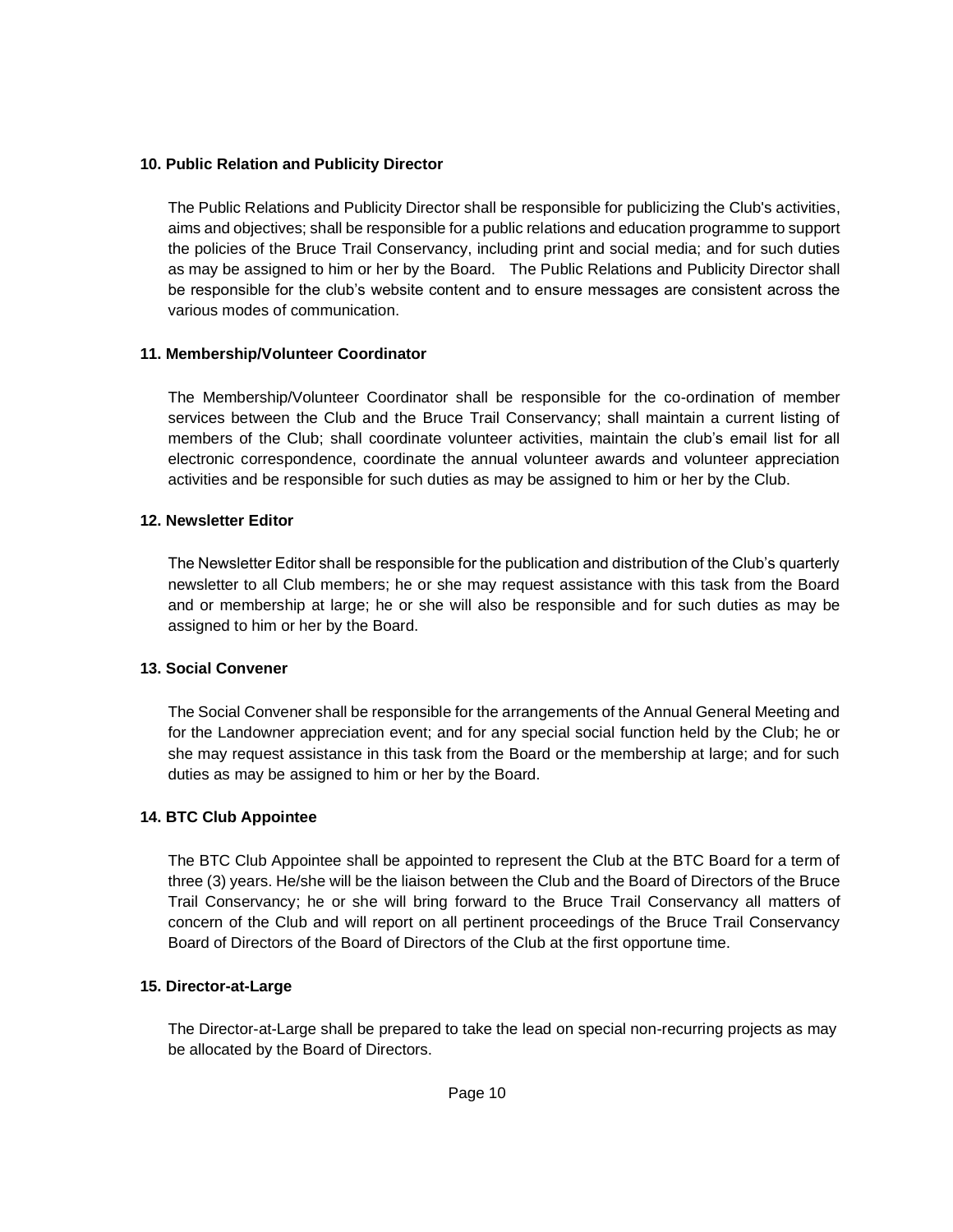#### 10. Public Relation and Publicity Director

The Public Relations and Publicity Director shall be responsible for publicizing the Club's activities, aims and objectives; shall be responsible for a public relations and education programme to support the policies of the Bruce Trail Conservancy, including print and social media; and for such duties as may be assigned to him or her by the Board. The Public Relations and Publicity Director shall be responsible for the club's website content and to ensure messages are consistent across the various modes of communication.

#### 11. Membership/Volunteer Coordinator

The Membership/Volunteer Coordinator shall be responsible for the co-ordination of member services between the Club and the Bruce Trail Conservancy; shall maintain a current listing of members of the Club; shall coordinate volunteer activities, maintain the club's email list for all electronic correspondence, coordinate the annual volunteer awards and volunteer appreciation activities and be responsible for such duties as may be assigned to him or her by the Club.

#### 12. Newsletter Editor

The Newsletter Editor shall be responsible for the publication and distribution of the Club's quarterly newsletter to all Club members; he or she may request assistance with this task from the Board and or membership at large; he or she will also be responsible and for such duties as may be assigned to him or her by the Board.

#### 13. Social Convener

The Social Convener shall be responsible for the arrangements of the Annual General Meeting and for the Landowner appreciation event; and for any special social function held by the Club; he or she may request assistance in this task from the Board or the membership at large; and for such duties as may be assigned to him or her by the Board.

#### 14. BTC Club Appointee

The BTC Club Appointee shall be appointed to represent the Club at the BTC Board for a term of three (3) years. He/she will be the liaison between the Club and the Board of Directors of the Bruce Trail Conservancy; he or she will bring forward to the Bruce Trail Conservancy all matters of concern of the Club and will report on all pertinent proceedings of the Bruce Trail Conservancy Board of Directors of the Board of Directors of the Club at the first opportune time.

#### 15. Director-at-Large

The Director-at-Large shall be prepared to take the lead on special non-recurring projects as may be allocated by the Board of Directors.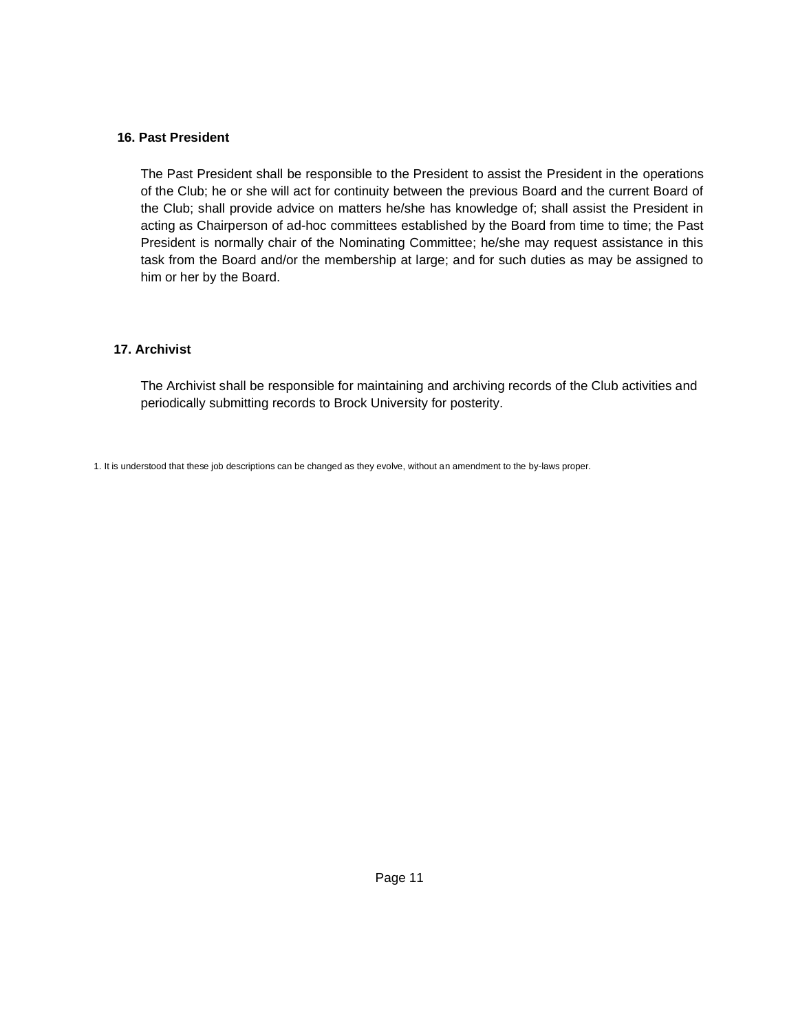**16. Past President**

The Past President shall be responsible to the President to assist the President in the operations of the Club; he or she will act for continuity between the previous Board and the current Board of the Club; shall provide advice on matters he/she has knowledge of; shall assist the President in acting as Chairperson of ad-hoc committees established by the Board from time to time; the Past President is normally chair of the Nominating Committee; he/she may request assistance in this task from the Board and/or the membership at large; and for such duties as may be assigned to him or her by the Board.

**17. Archivist**

The Archivist shall be responsible for maintaining and archiving records of the Club activities and periodically submitting records to Brock University for posterity.

1. It is understood that these job descriptions can be changed as they evolve, without an amendment to the by-laws proper.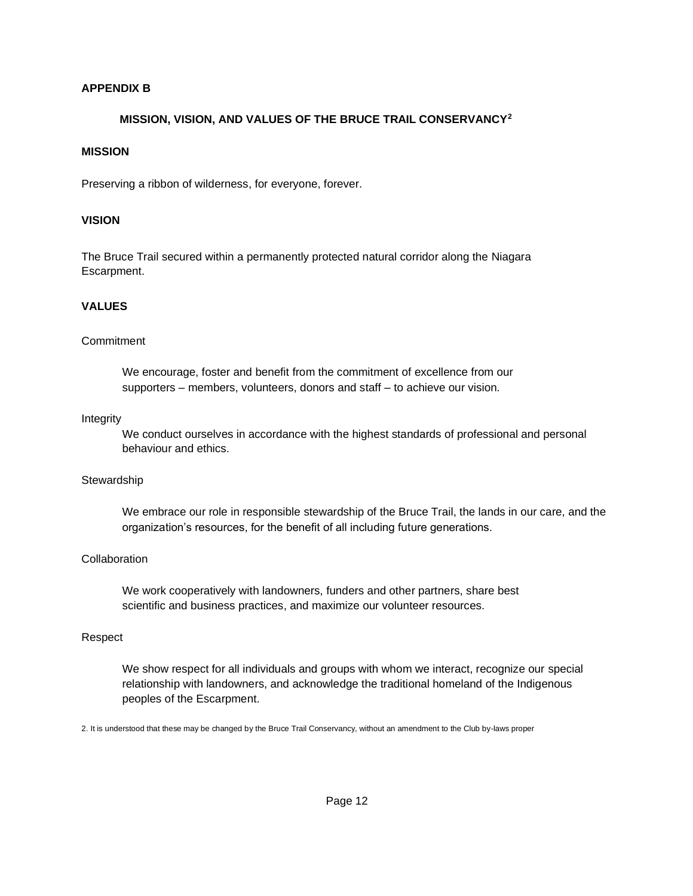**APPENDIX B**

## MISSION, VISION, AND VALUES OF THE BRUCE TRAIL CONSERVANCY[2]

### MISSION

Preserving a ribbon of wilderness, for everyone, forever.

### VISION

The Bruce Trail secured within a permanently protected natural corridor along the Niagara Escarpment.

### VALUES

Commitment

> We encourage, foster and benefit from the commitment of excellence from our supporters – members, volunteers, donors and staff – to achieve our vision.

Integrity

> We conduct ourselves in accordance with the highest standards of professional and personal behaviour and ethics.

Stewardship

> We embrace our role in responsible stewardship of the Bruce Trail, the lands in our care, and the organization's resources, for the benefit of all including future generations.

Collaboration

> We work cooperatively with landowners, funders and other partners, share best scientific and business practices, and maximize our volunteer resources.

Respect

> We show respect for all individuals and groups with whom we interact, recognize our special relationship with landowners, and acknowledge the traditional homeland of the Indigenous peoples of the Escarpment.

2. It is understood that these may be changed by the Bruce Trail Conservancy, without an amendment to the Club by-laws proper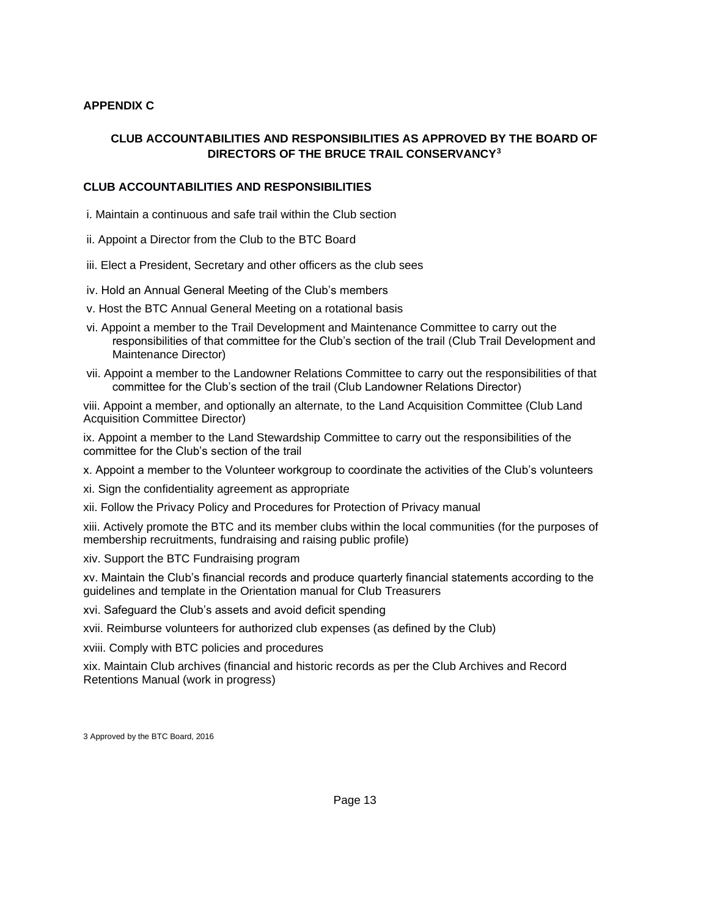## APPENDIX C

### CLUB ACCOUNTABILITIES AND RESPONSIBILITIES AS APPROVED BY THE BOARD OF DIRECTORS OF THE BRUCE TRAIL CONSERVANCY[3]

### CLUB ACCOUNTABILITIES AND RESPONSIBILITIES

i. Maintain a continuous and safe trail within the Club section

ii. Appoint a Director from the Club to the BTC Board

iii. Elect a President, Secretary and other officers as the club sees

iv. Hold an Annual General Meeting of the Club's members

v. Host the BTC Annual General Meeting on a rotational basis

vi. Appoint a member to the Trail Development and Maintenance Committee to carry out the responsibilities of that committee for the Club's section of the trail (Club Trail Development and Maintenance Director)

vii. Appoint a member to the Landowner Relations Committee to carry out the responsibilities of that committee for the Club's section of the trail (Club Landowner Relations Director)

viii. Appoint a member, and optionally an alternate, to the Land Acquisition Committee (Club Land Acquisition Committee Director)

ix. Appoint a member to the Land Stewardship Committee to carry out the responsibilities of the committee for the Club's section of the trail

x. Appoint a member to the Volunteer workgroup to coordinate the activities of the Club's volunteers

xi. Sign the confidentiality agreement as appropriate

xii. Follow the Privacy Policy and Procedures for Protection of Privacy manual

xiii. Actively promote the BTC and its member clubs within the local communities (for the purposes of membership recruitments, fundraising and raising public profile)

xiv. Support the BTC Fundraising program

xv. Maintain the Club's financial records and produce quarterly financial statements according to the guidelines and template in the Orientation manual for Club Treasurers

xvi. Safeguard the Club's assets and avoid deficit spending

xvii. Reimburse volunteers for authorized club expenses (as defined by the Club)

xviii. Comply with BTC policies and procedures

xix. Maintain Club archives (financial and historic records as per the Club Archives and Record Retentions Manual (work in progress)

3 Approved by the BTC Board, 2016